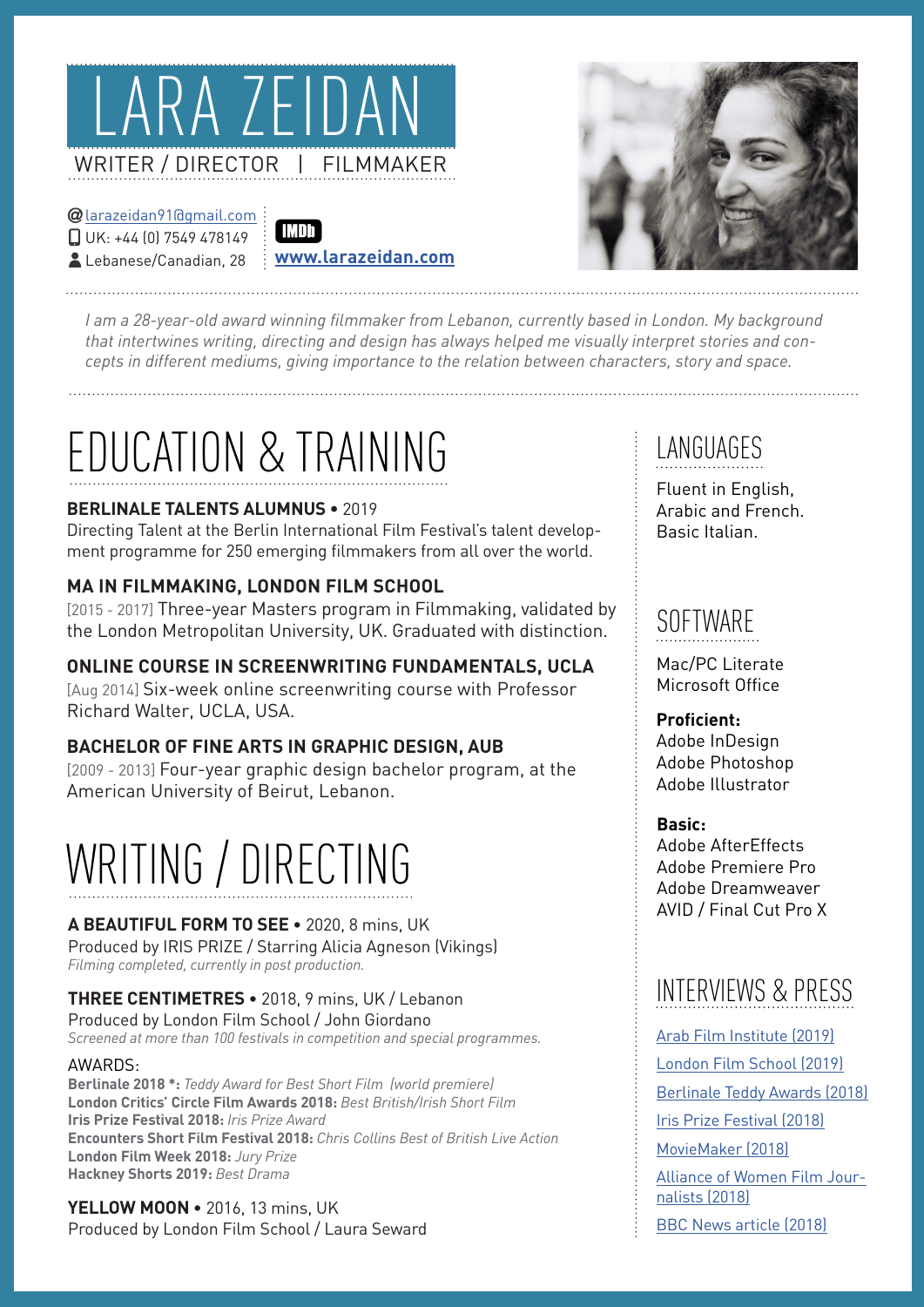# LARA ZEIDAN

WRITER / DIRECTOR | FILMMAKER

@ larazeidan91@gmail.com
UK: +44 (0) 7549 478149
Lebanese/Canadian, 28

IMDb
www.larazeidan.com

*I am a 28-year-old award winning filmmaker from Lebanon, currently based in London. My background that intertwines writing, directing and design has always helped me visually interpret stories and concepts in different mediums, giving importance to the relation between characters, story and space.*

## EDUCATION & TRAINING

**BERLINALE TALENTS ALUMNUS** • 2019
Directing Talent at the Berlin International Film Festival's talent development programme for 250 emerging filmmakers from all over the world.

**MA IN FILMMAKING, LONDON FILM SCHOOL**
[2015 - 2017] Three-year Masters program in Filmmaking, validated by the London Metropolitan University, UK. Graduated with distinction.

**ONLINE COURSE IN SCREENWRITING FUNDAMENTALS, UCLA**
[Aug 2014] Six-week online screenwriting course with Professor Richard Walter, UCLA, USA.

**BACHELOR OF FINE ARTS IN GRAPHIC DESIGN, AUB**
[2009 - 2013] Four-year graphic design bachelor program, at the American University of Beirut, Lebanon.

## WRITING / DIRECTING

**A BEAUTIFUL FORM TO SEE** • 2020, 8 mins, UK
Produced by IRIS PRIZE / Starring Alicia Agneson (Vikings)
*Filming completed, currently in post production.*

**THREE CENTIMETRES** • 2018, 9 mins, UK / Lebanon
Produced by London Film School / John Giordano
*Screened at more than 100 festivals in competition and special programmes.*

AWARDS:
**Berlinale 2018 *:** *Teddy Award for Best Short Film (world premiere)*
**London Critics' Circle Film Awards 2018:** *Best British/Irish Short Film*
**Iris Prize Festival 2018:** *Iris Prize Award*
**Encounters Short Film Festival 2018:** *Chris Collins Best of British Live Action*
**London Film Week 2018:** *Jury Prize*
**Hackney Shorts 2019:** *Best Drama*

**YELLOW MOON** • 2016, 13 mins, UK
Produced by London Film School / Laura Seward

## LANGUAGES

Fluent in English, Arabic and French.
Basic Italian.

## SOFTWARE

Mac/PC Literate
Microsoft Office

**Proficient:**
Adobe InDesign
Adobe Photoshop
Adobe Illustrator

**Basic:**
Adobe AfterEffects
Adobe Premiere Pro
Adobe Dreamweaver
AVID / Final Cut Pro X

## INTERVIEWS & PRESS

Arab Film Institute (2019)
London Film School (2019)
Berlinale Teddy Awards (2018)
Iris Prize Festival (2018)
MovieMaker (2018)
Alliance of Women Film Journalists (2018)
BBC News article (2018)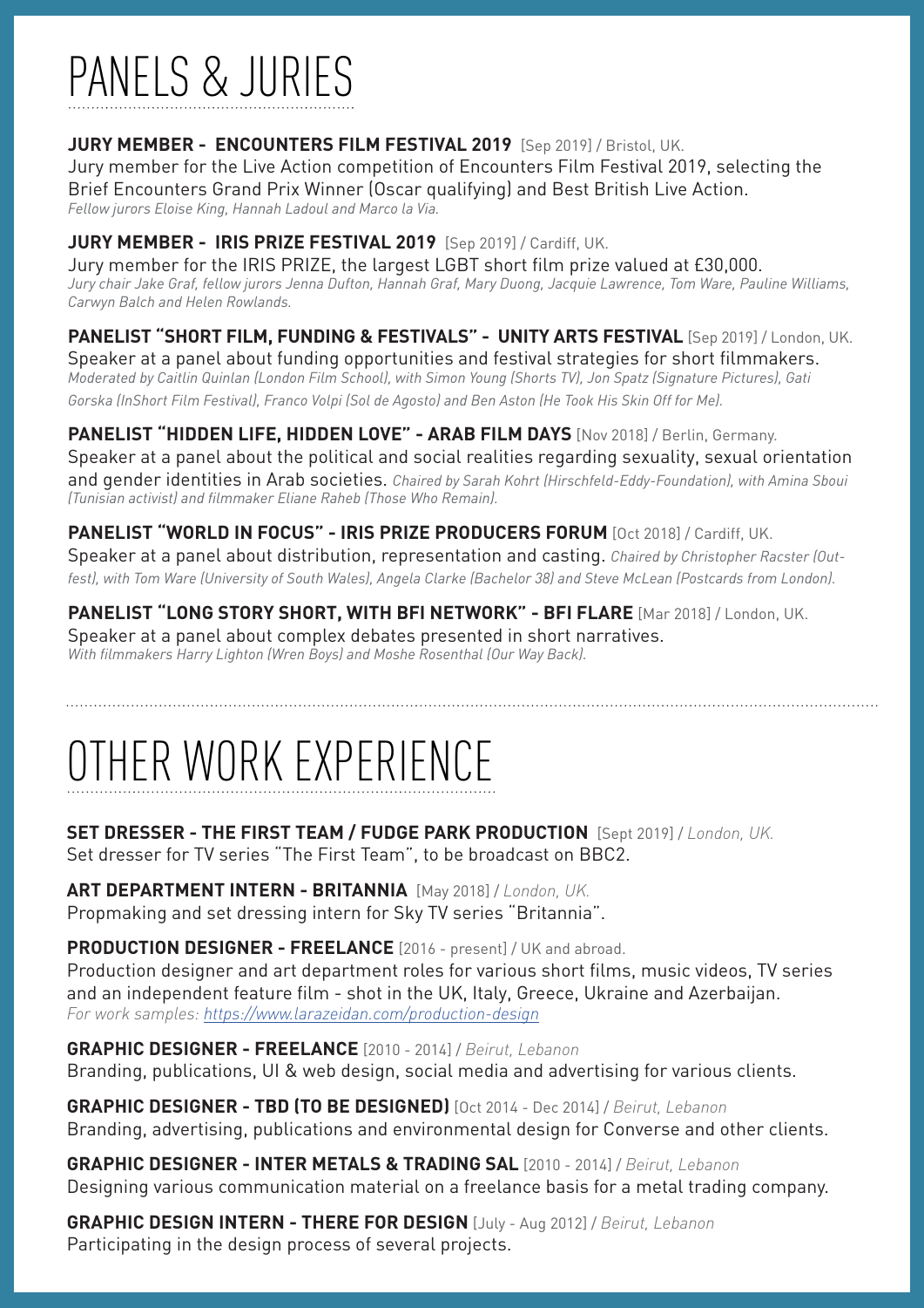# PANELS & JURIES

**JURY MEMBER - ENCOUNTERS FILM FESTIVAL 2019** [Sep 2019] / Bristol, UK.
Jury member for the Live Action competition of Encounters Film Festival 2019, selecting the Brief Encounters Grand Prix Winner (Oscar qualifying) and Best British Live Action.
*Fellow jurors Eloise King, Hannah Ladoul and Marco la Via.*

**JURY MEMBER - IRIS PRIZE FESTIVAL 2019** [Sep 2019] / Cardiff, UK.
Jury member for the IRIS PRIZE, the largest LGBT short film prize valued at £30,000.
*Jury chair Jake Graf, fellow jurors Jenna Dufton, Hannah Graf, Mary Duong, Jacquie Lawrence, Tom Ware, Pauline Williams, Carwyn Balch and Helen Rowlands.*

**PANELIST "SHORT FILM, FUNDING & FESTIVALS" - UNITY ARTS FESTIVAL** [Sep 2019] / London, UK.
Speaker at a panel about funding opportunities and festival strategies for short filmmakers.
*Moderated by Caitlin Quinlan (London Film School), with Simon Young (Shorts TV), Jon Spatz (Signature Pictures), Gati Gorska (InShort Film Festival), Franco Volpi (Sol de Agosto) and Ben Aston (He Took His Skin Off for Me).*

**PANELIST "HIDDEN LIFE, HIDDEN LOVE" - ARAB FILM DAYS** [Nov 2018] / Berlin, Germany.
Speaker at a panel about the political and social realities regarding sexuality, sexual orientation and gender identities in Arab societies. *Chaired by Sarah Kohrt (Hirschfeld-Eddy-Foundation), with Amina Sboui (Tunisian activist) and filmmaker Eliane Raheb (Those Who Remain).*

**PANELIST "WORLD IN FOCUS" - IRIS PRIZE PRODUCERS FORUM** [Oct 2018] / Cardiff, UK.
Speaker at a panel about distribution, representation and casting. *Chaired by Christopher Racster (Outfest), with Tom Ware (University of South Wales), Angela Clarke (Bachelor 38) and Steve McLean (Postcards from London).*

**PANELIST "LONG STORY SHORT, WITH BFI NETWORK" - BFI FLARE** [Mar 2018] / London, UK.
Speaker at a panel about complex debates presented in short narratives.
*With filmmakers Harry Lighton (Wren Boys) and Moshe Rosenthal (Our Way Back).*

# OTHER WORK EXPERIENCE

**SET DRESSER - THE FIRST TEAM / FUDGE PARK PRODUCTION** [Sept 2019] / *London, UK.*
Set dresser for TV series "The First Team", to be broadcast on BBC2.

**ART DEPARTMENT INTERN - BRITANNIA** [May 2018] / *London, UK.*
Propmaking and set dressing intern for Sky TV series "Britannia".

**PRODUCTION DESIGNER - FREELANCE** [2016 - present] / UK and abroad.
Production designer and art department roles for various short films, music videos, TV series and an independent feature film - shot in the UK, Italy, Greece, Ukraine and Azerbaijan.
*For work samples: https://www.larazeidan.com/production-design*

**GRAPHIC DESIGNER - FREELANCE** [2010 - 2014] / *Beirut, Lebanon*
Branding, publications, UI & web design, social media and advertising for various clients.

**GRAPHIC DESIGNER - TBD (TO BE DESIGNED)** [Oct 2014 - Dec 2014] / *Beirut, Lebanon*
Branding, advertising, publications and environmental design for Converse and other clients.

**GRAPHIC DESIGNER - INTER METALS & TRADING SAL** [2010 - 2014] / *Beirut, Lebanon*
Designing various communication material on a freelance basis for a metal trading company.

**GRAPHIC DESIGN INTERN - THERE FOR DESIGN** [July - Aug 2012] / *Beirut, Lebanon*
Participating in the design process of several projects.